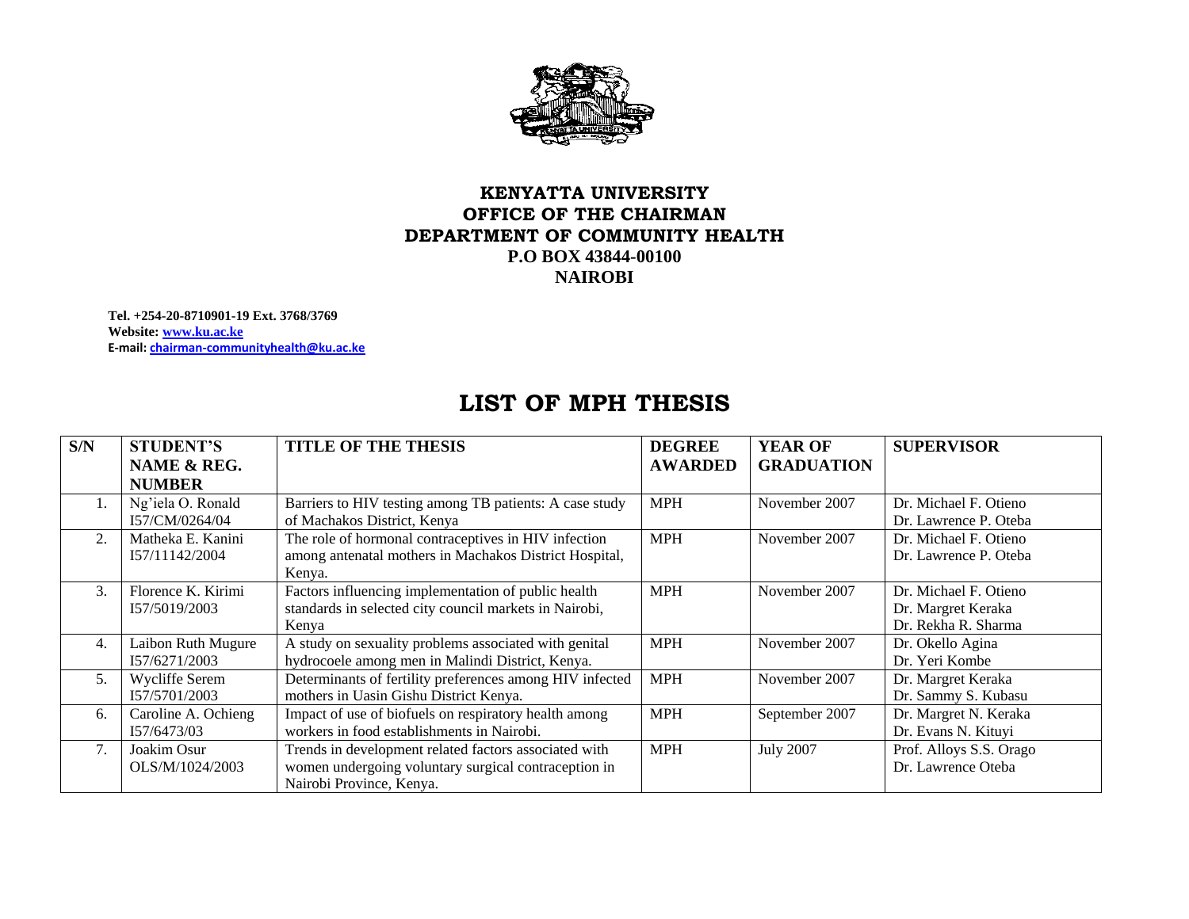**KENYATTA UNIVERSITY**
**OFFICE OF THE CHAIRMAN**
**DEPARTMENT OF COMMUNITY HEALTH**
**P.O BOX 43844-00100**
**NAIROBI**

**Tel. +254-20-8710901-19 Ext. 3768/3769**
**Website: www.ku.ac.ke**
**E-mail: chairman-communityhealth@ku.ac.ke**

# LIST OF MPH THESIS

| S/N | STUDENT'S NAME & REG. NUMBER | TITLE OF THE THESIS | DEGREE AWARDED | YEAR OF GRADUATION | SUPERVISOR |
|---|---|---|---|---|---|
| 1. | Ng'iela O. Ronald I57/CM/0264/04 | Barriers to HIV testing among TB patients: A case study of Machakos District, Kenya | MPH | November 2007 | Dr. Michael F. Otieno<br>Dr. Lawrence P. Oteba |
| 2. | Matheka E. Kanini I57/11142/2004 | The role of hormonal contraceptives in HIV infection among antenatal mothers in Machakos District Hospital, Kenya. | MPH | November 2007 | Dr. Michael F. Otieno<br>Dr. Lawrence P. Oteba |
| 3. | Florence K. Kirimi I57/5019/2003 | Factors influencing implementation of public health standards in selected city council markets in Nairobi, Kenya | MPH | November 2007 | Dr. Michael F. Otieno<br>Dr. Margret Keraka<br>Dr. Rekha R. Sharma |
| 4. | Laibon Ruth Mugure I57/6271/2003 | A study on sexuality problems associated with genital hydrocoele among men in Malindi District, Kenya. | MPH | November 2007 | Dr. Okello Agina<br>Dr. Yeri Kombe |
| 5. | Wycliffe Serem I57/5701/2003 | Determinants of fertility preferences among HIV infected mothers in Uasin Gishu District Kenya. | MPH | November 2007 | Dr. Margret Keraka<br>Dr. Sammy S. Kubasu |
| 6. | Caroline A. Ochieng I57/6473/03 | Impact of use of biofuels on respiratory health among workers in food establishments in Nairobi. | MPH | September 2007 | Dr. Margret N. Keraka<br>Dr. Evans N. Kituyi |
| 7. | Joakim Osur OLS/M/1024/2003 | Trends in development related factors associated with women undergoing voluntary surgical contraception in Nairobi Province, Kenya. | MPH | July 2007 | Prof. Alloys S.S. Orago<br>Dr. Lawrence Oteba |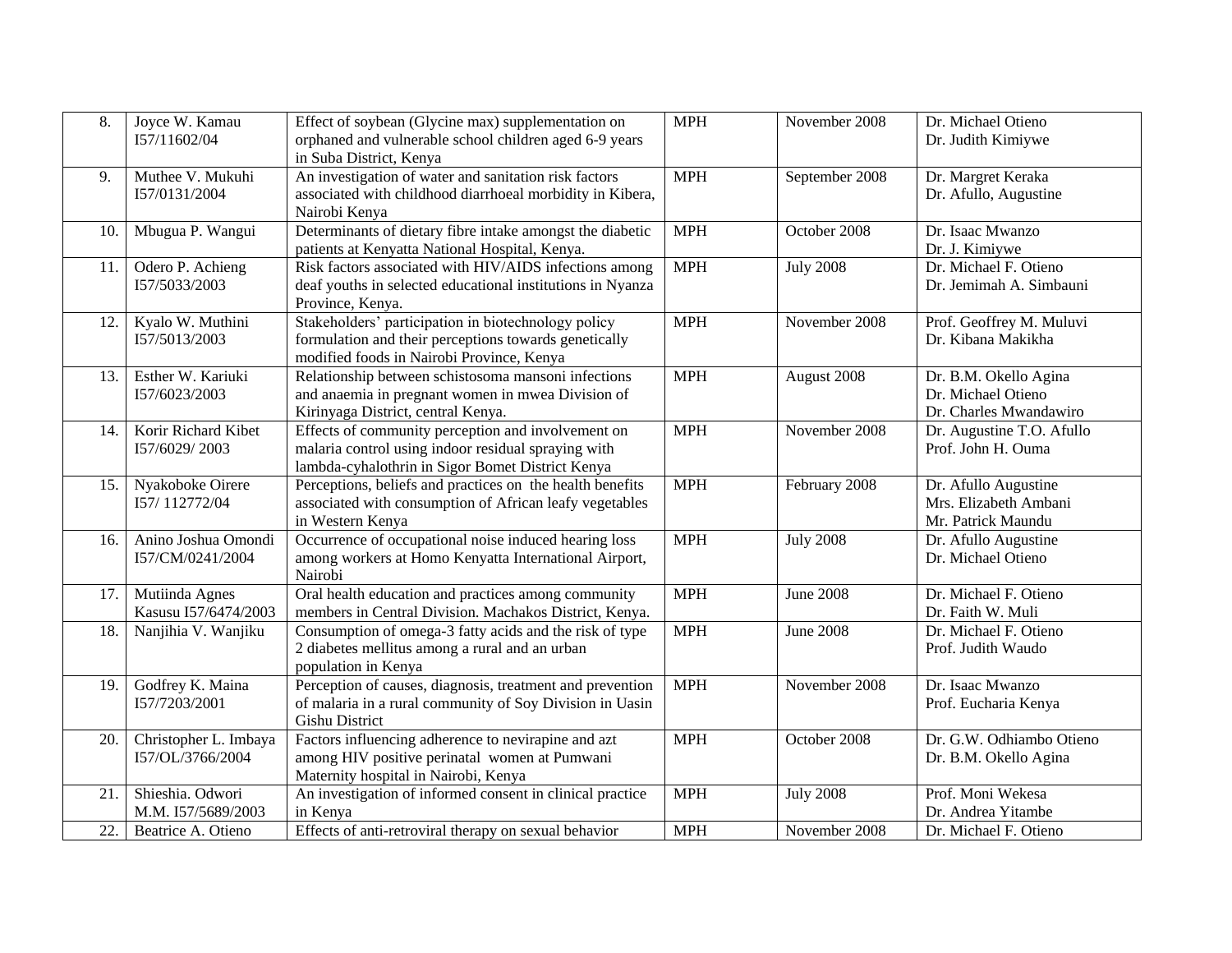| 8. | Joyce W. Kamau I57/11602/04 | Effect of soybean (Glycine max) supplementation on orphaned and vulnerable school children aged 6-9 years in Suba District, Kenya | MPH | November 2008 | Dr. Michael Otieno<br>Dr. Judith Kimiywe |
|---|---|---|---|---|---|
| 9. | Muthee V. Mukuhi I57/0131/2004 | An investigation of water and sanitation risk factors associated with childhood diarrhoeal morbidity in Kibera, Nairobi Kenya | MPH | September 2008 | Dr. Margret Keraka<br>Dr. Afullo, Augustine |
| 10. | Mbugua P. Wangui | Determinants of dietary fibre intake amongst the diabetic patients at Kenyatta National Hospital, Kenya. | MPH | October 2008 | Dr. Isaac Mwanzo<br>Dr. J. Kimiywe |
| 11. | Odero P. Achieng I57/5033/2003 | Risk factors associated with HIV/AIDS infections among deaf youths in selected educational institutions in Nyanza Province, Kenya. | MPH | July 2008 | Dr. Michael F. Otieno<br>Dr. Jemimah A. Simbauni |
| 12. | Kyalo W. Muthini I57/5013/2003 | Stakeholders' participation in biotechnology policy formulation and their perceptions towards genetically modified foods in Nairobi Province, Kenya | MPH | November 2008 | Prof. Geoffrey M. Muluvi<br>Dr. Kibana Makikha |
| 13. | Esther W. Kariuki I57/6023/2003 | Relationship between schistosoma mansoni infections and anaemia in pregnant women in mwea Division of Kirinyaga District, central Kenya. | MPH | August 2008 | Dr. B.M. Okello Agina<br>Dr. Michael Otieno<br>Dr. Charles Mwandawiro |
| 14. | Korir Richard Kibet I57/6029/ 2003 | Effects of community perception and involvement on malaria control using indoor residual spraying with lambda-cyhalothrin in Sigor Bomet District Kenya | MPH | November 2008 | Dr. Augustine T.O. Afullo<br>Prof. John H. Ouma |
| 15. | Nyakoboke Oirere I57/ 112772/04 | Perceptions, beliefs and practices on the health benefits associated with consumption of African leafy vegetables in Western Kenya | MPH | February 2008 | Dr. Afullo Augustine<br>Mrs. Elizabeth Ambani<br>Mr. Patrick Maundu |
| 16. | Anino Joshua Omondi I57/CM/0241/2004 | Occurrence of occupational noise induced hearing loss among workers at Homo Kenyatta International Airport, Nairobi | MPH | July 2008 | Dr. Afullo Augustine<br>Dr. Michael Otieno |
| 17. | Mutiinda Agnes Kasusu I57/6474/2003 | Oral health education and practices among community members in Central Division. Machakos District, Kenya. | MPH | June 2008 | Dr. Michael F. Otieno<br>Dr. Faith W. Muli |
| 18. | Nanjihia V. Wanjiku | Consumption of omega-3 fatty acids and the risk of type 2 diabetes mellitus among a rural and an urban population in Kenya | MPH | June 2008 | Dr. Michael F. Otieno<br>Prof. Judith Waudo |
| 19. | Godfrey K. Maina I57/7203/2001 | Perception of causes, diagnosis, treatment and prevention of malaria in a rural community of Soy Division in Uasin Gishu District | MPH | November 2008 | Dr. Isaac Mwanzo<br>Prof. Eucharia Kenya |
| 20. | Christopher L. Imbaya I57/OL/3766/2004 | Factors influencing adherence to nevirapine and azt among HIV positive perinatal women at Pumwani Maternity hospital in Nairobi, Kenya | MPH | October 2008 | Dr. G.W. Odhiambo Otieno<br>Dr. B.M. Okello Agina |
| 21. | Shieshia. Odwori M.M. I57/5689/2003 | An investigation of informed consent in clinical practice in Kenya | MPH | July 2008 | Prof. Moni Wekesa<br>Dr. Andrea Yitambe |
| 22. | Beatrice A. Otieno | Effects of anti-retroviral therapy on sexual behavior | MPH | November 2008 | Dr. Michael F. Otieno |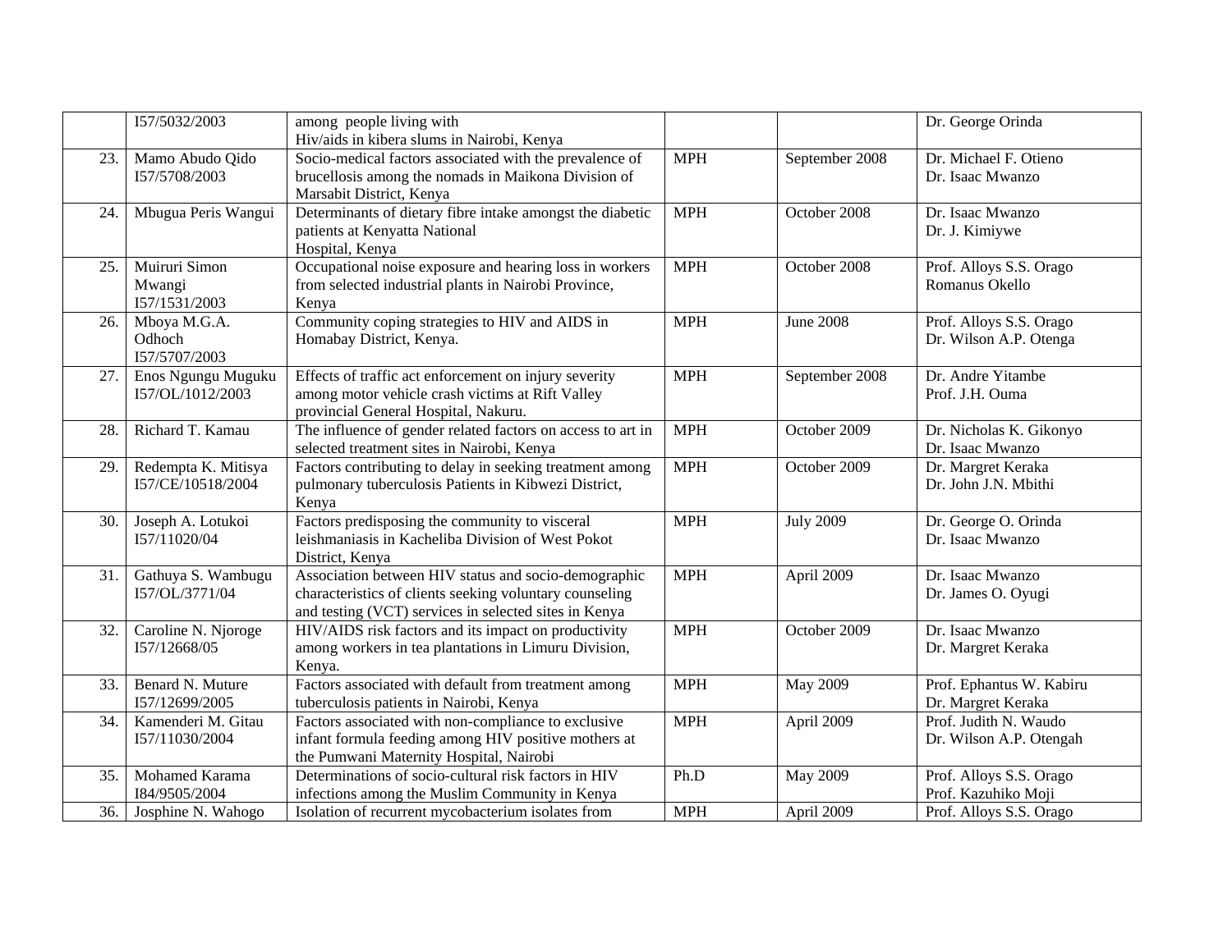|  | I57/5032/2003 | among people living with Hiv/aids in kibera slums in Nairobi, Kenya |  |  | Dr. George Orinda |
|---|---|---|---|---|---|
| 23. | Mamo Abudo Qido I57/5708/2003 | Socio-medical factors associated with the prevalence of brucellosis among the nomads in Maikona Division of Marsabit District, Kenya | MPH | September 2008 | Dr. Michael F. Otieno Dr. Isaac Mwanzo |
| 24. | Mbugua Peris Wangui | Determinants of dietary fibre intake amongst the diabetic patients at Kenyatta National Hospital, Kenya | MPH | October 2008 | Dr. Isaac Mwanzo Dr. J. Kimiywe |
| 25. | Muiruri Simon Mwangi I57/1531/2003 | Occupational noise exposure and hearing loss in workers from selected industrial plants in Nairobi Province, Kenya | MPH | October 2008 | Prof. Alloys S.S. Orago Romanus Okello |
| 26. | Mboya M.G.A. Odhoch I57/5707/2003 | Community coping strategies to HIV and AIDS in Homabay District, Kenya. | MPH | June 2008 | Prof. Alloys S.S. Orago Dr. Wilson A.P. Otenga |
| 27. | Enos Ngungu Muguku I57/OL/1012/2003 | Effects of traffic act enforcement on injury severity among motor vehicle crash victims at Rift Valley provincial General Hospital, Nakuru. | MPH | September 2008 | Dr. Andre Yitambe Prof. J.H. Ouma |
| 28. | Richard T. Kamau | The influence of gender related factors on access to art in selected treatment sites in Nairobi, Kenya | MPH | October 2009 | Dr. Nicholas K. Gikonyo Dr. Isaac Mwanzo |
| 29. | Redempta K. Mitisya I57/CE/10518/2004 | Factors contributing to delay in seeking treatment among pulmonary tuberculosis Patients in Kibwezi District, Kenya | MPH | October 2009 | Dr. Margret Keraka Dr. John J.N. Mbithi |
| 30. | Joseph A. Lotukoi I57/11020/04 | Factors predisposing the community to visceral leishmaniasis in Kacheliba Division of West Pokot District, Kenya | MPH | July 2009 | Dr. George O. Orinda Dr. Isaac Mwanzo |
| 31. | Gathuya S. Wambugu I57/OL/3771/04 | Association between HIV status and socio-demographic characteristics of clients seeking voluntary counseling and testing (VCT) services in selected sites in Kenya | MPH | April 2009 | Dr. Isaac Mwanzo Dr. James O. Oyugi |
| 32. | Caroline N. Njoroge I57/12668/05 | HIV/AIDS risk factors and its impact on productivity among workers in tea plantations in Limuru Division, Kenya. | MPH | October 2009 | Dr. Isaac Mwanzo Dr. Margret Keraka |
| 33. | Benard N. Muture I57/12699/2005 | Factors associated with default from treatment among tuberculosis patients in Nairobi, Kenya | MPH | May 2009 | Prof. Ephantus W. Kabiru Dr. Margret Keraka |
| 34. | Kamenderi M. Gitau I57/11030/2004 | Factors associated with non-compliance to exclusive infant formula feeding among HIV positive mothers at the Pumwani Maternity Hospital, Nairobi | MPH | April 2009 | Prof. Judith N. Waudo Dr. Wilson A.P. Otengah |
| 35. | Mohamed Karama I84/9505/2004 | Determinations of socio-cultural risk factors in HIV infections among the Muslim Community in Kenya | Ph.D | May 2009 | Prof. Alloys S.S. Orago Prof. Kazuhiko Moji |
| 36. | Josphine N. Wahogo | Isolation of recurrent mycobacterium isolates from | MPH | April 2009 | Prof. Alloys S.S. Orago |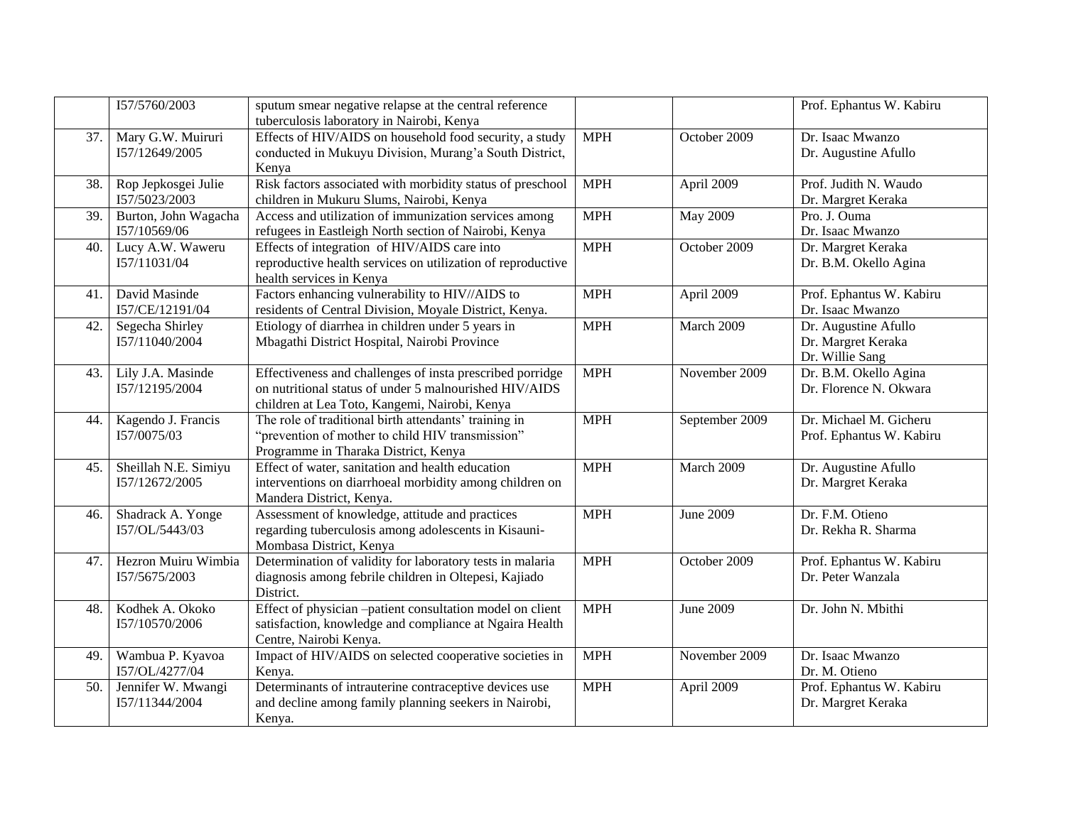| | | | | | |
|---|---|---|---|---|---|
| | I57/5760/2003 | sputum smear negative relapse at the central reference tuberculosis laboratory in Nairobi, Kenya | | | Prof. Ephantus W. Kabiru |
| 37. | Mary G.W. Muiruri I57/12649/2005 | Effects of HIV/AIDS on household food security, a study conducted in Mukuyu Division, Murang'a South District, Kenya | MPH | October 2009 | Dr. Isaac Mwanzo<br>Dr. Augustine Afullo |
| 38. | Rop Jepkosgei Julie I57/5023/2003 | Risk factors associated with morbidity status of preschool children in Mukuru Slums, Nairobi, Kenya | MPH | April 2009 | Prof. Judith N. Waudo<br>Dr. Margret Keraka |
| 39. | Burton, John Wagacha I57/10569/06 | Access and utilization of immunization services among refugees in Eastleigh North section of Nairobi, Kenya | MPH | May 2009 | Pro. J. Ouma<br>Dr. Isaac Mwanzo |
| 40. | Lucy A.W. Waweru I57/11031/04 | Effects of integration of HIV/AIDS care into reproductive health services on utilization of reproductive health services in Kenya | MPH | October 2009 | Dr. Margret Keraka<br>Dr. B.M. Okello Agina |
| 41. | David Masinde I57/CE/12191/04 | Factors enhancing vulnerability to HIV//AIDS to residents of Central Division, Moyale District, Kenya. | MPH | April 2009 | Prof. Ephantus W. Kabiru<br>Dr. Isaac Mwanzo |
| 42. | Segecha Shirley I57/11040/2004 | Etiology of diarrhea in children under 5 years in Mbagathi District Hospital, Nairobi Province | MPH | March 2009 | Dr. Augustine Afullo<br>Dr. Margret Keraka<br>Dr. Willie Sang |
| 43. | Lily J.A. Masinde I57/12195/2004 | Effectiveness and challenges of insta prescribed porridge on nutritional status of under 5 malnourished HIV/AIDS children at Lea Toto, Kangemi, Nairobi, Kenya | MPH | November 2009 | Dr. B.M. Okello Agina<br>Dr. Florence N. Okwara |
| 44. | Kagendo J. Francis I57/0075/03 | The role of traditional birth attendants' training in "prevention of mother to child HIV transmission" Programme in Tharaka District, Kenya | MPH | September 2009 | Dr. Michael M. Gicheru<br>Prof. Ephantus W. Kabiru |
| 45. | Sheillah N.E. Simiyu I57/12672/2005 | Effect of water, sanitation and health education interventions on diarrhoeal morbidity among children on Mandera District, Kenya. | MPH | March 2009 | Dr. Augustine Afullo<br>Dr. Margret Keraka |
| 46. | Shadrack A. Yonge I57/OL/5443/03 | Assessment of knowledge, attitude and practices regarding tuberculosis among adolescents in Kisauni-Mombasa District, Kenya | MPH | June 2009 | Dr. F.M. Otieno<br>Dr. Rekha R. Sharma |
| 47. | Hezron Muiru Wimbia I57/5675/2003 | Determination of validity for laboratory tests in malaria diagnosis among febrile children in Oltepesi, Kajiado District. | MPH | October 2009 | Prof. Ephantus W. Kabiru<br>Dr. Peter Wanzala |
| 48. | Kodhek A. Okoko I57/10570/2006 | Effect of physician –patient consultation model on client satisfaction, knowledge and compliance at Ngaira Health Centre, Nairobi Kenya. | MPH | June 2009 | Dr. John N. Mbithi |
| 49. | Wambua P. Kyavoa I57/OL/4277/04 | Impact of HIV/AIDS on selected cooperative societies in Kenya. | MPH | November 2009 | Dr. Isaac Mwanzo<br>Dr. M. Otieno |
| 50. | Jennifer W. Mwangi I57/11344/2004 | Determinants of intrauterine contraceptive devices use and decline among family planning seekers in Nairobi, Kenya. | MPH | April 2009 | Prof. Ephantus W. Kabiru<br>Dr. Margret Keraka |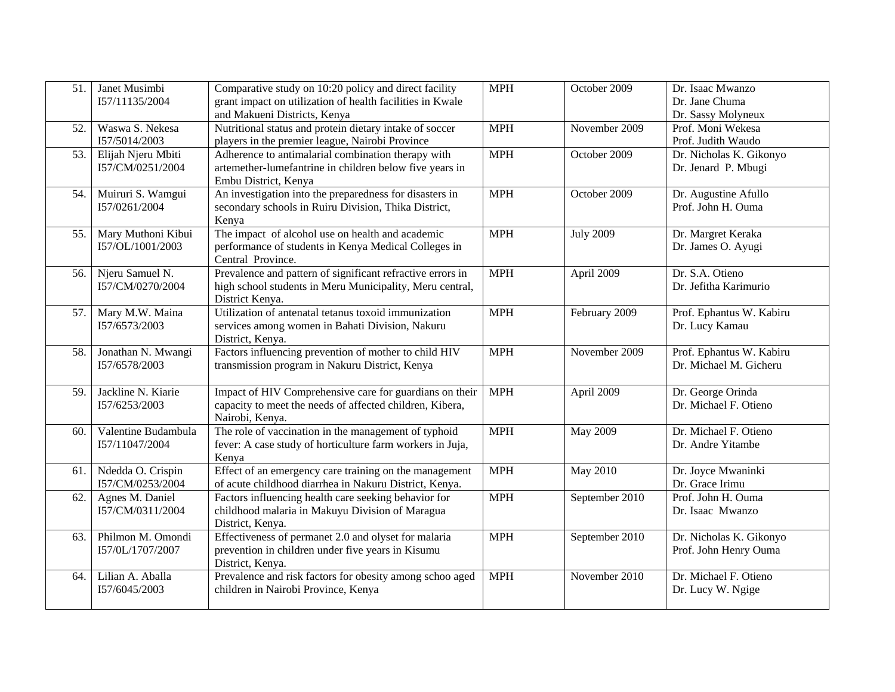| 51. | Janet Musimbi<br>I57/11135/2004 | Comparative study on 10:20 policy and direct facility grant impact on utilization of health facilities in Kwale and Makueni Districts, Kenya | MPH | October 2009 | Dr. Isaac Mwanzo<br>Dr. Jane Chuma<br>Dr. Sassy Molyneux |
|---|---|---|---|---|---|
| 52. | Waswa S. Nekesa<br>I57/5014/2003 | Nutritional status and protein dietary intake of soccer players in the premier league, Nairobi Province | MPH | November 2009 | Prof. Moni Wekesa<br>Prof. Judith Waudo |
| 53. | Elijah Njeru Mbiti<br>I57/CM/0251/2004 | Adherence to antimalarial combination therapy with artemether-lumefantrine in children below five years in Embu District, Kenya | MPH | October 2009 | Dr. Nicholas K. Gikonyo<br>Dr. Jenard P. Mbugi |
| 54. | Muiruri S. Wamgui<br>I57/0261/2004 | An investigation into the preparedness for disasters in secondary schools in Ruiru Division, Thika District, Kenya | MPH | October 2009 | Dr. Augustine Afullo<br>Prof. John H. Ouma |
| 55. | Mary Muthoni Kibui<br>I57/OL/1001/2003 | The impact of alcohol use on health and academic performance of students in Kenya Medical Colleges in Central Province. | MPH | July 2009 | Dr. Margret Keraka<br>Dr. James O. Ayugi |
| 56. | Njeru Samuel N.<br>I57/CM/0270/2004 | Prevalence and pattern of significant refractive errors in high school students in Meru Municipality, Meru central, District Kenya. | MPH | April 2009 | Dr. S.A. Otieno<br>Dr. Jefitha Karimurio |
| 57. | Mary M.W. Maina<br>I57/6573/2003 | Utilization of antenatal tetanus toxoid immunization services among women in Bahati Division, Nakuru District, Kenya. | MPH | February 2009 | Prof. Ephantus W. Kabiru<br>Dr. Lucy Kamau |
| 58. | Jonathan N. Mwangi<br>I57/6578/2003 | Factors influencing prevention of mother to child HIV transmission program in Nakuru District, Kenya | MPH | November 2009 | Prof. Ephantus W. Kabiru<br>Dr. Michael M. Gicheru |
| 59. | Jackline N. Kiarie<br>I57/6253/2003 | Impact of HIV Comprehensive care for guardians on their capacity to meet the needs of affected children, Kibera, Nairobi, Kenya. | MPH | April 2009 | Dr. George Orinda<br>Dr. Michael F. Otieno |
| 60. | Valentine Budambula<br>I57/11047/2004 | The role of vaccination in the management of typhoid fever: A case study of horticulture farm workers in Juja, Kenya | MPH | May 2009 | Dr. Michael F. Otieno<br>Dr. Andre Yitambe |
| 61. | Ndedda O. Crispin<br>I57/CM/0253/2004 | Effect of an emergency care training on the management of acute childhood diarrhea in Nakuru District, Kenya. | MPH | May 2010 | Dr. Joyce Mwaninki<br>Dr. Grace Irimu |
| 62. | Agnes M. Daniel<br>I57/CM/0311/2004 | Factors influencing health care seeking behavior for childhood malaria in Makuyu Division of Maragua District, Kenya. | MPH | September 2010 | Prof. John H. Ouma<br>Dr. Isaac Mwanzo |
| 63. | Philmon M. Omondi<br>I57/0L/1707/2007 | Effectiveness of permanet 2.0 and olyset for malaria prevention in children under five years in Kisumu District, Kenya. | MPH | September 2010 | Dr. Nicholas K. Gikonyo<br>Prof. John Henry Ouma |
| 64. | Lilian A. Aballa<br>I57/6045/2003 | Prevalence and risk factors for obesity among schoo aged children in Nairobi Province, Kenya | MPH | November 2010 | Dr. Michael F. Otieno<br>Dr. Lucy W. Ngige |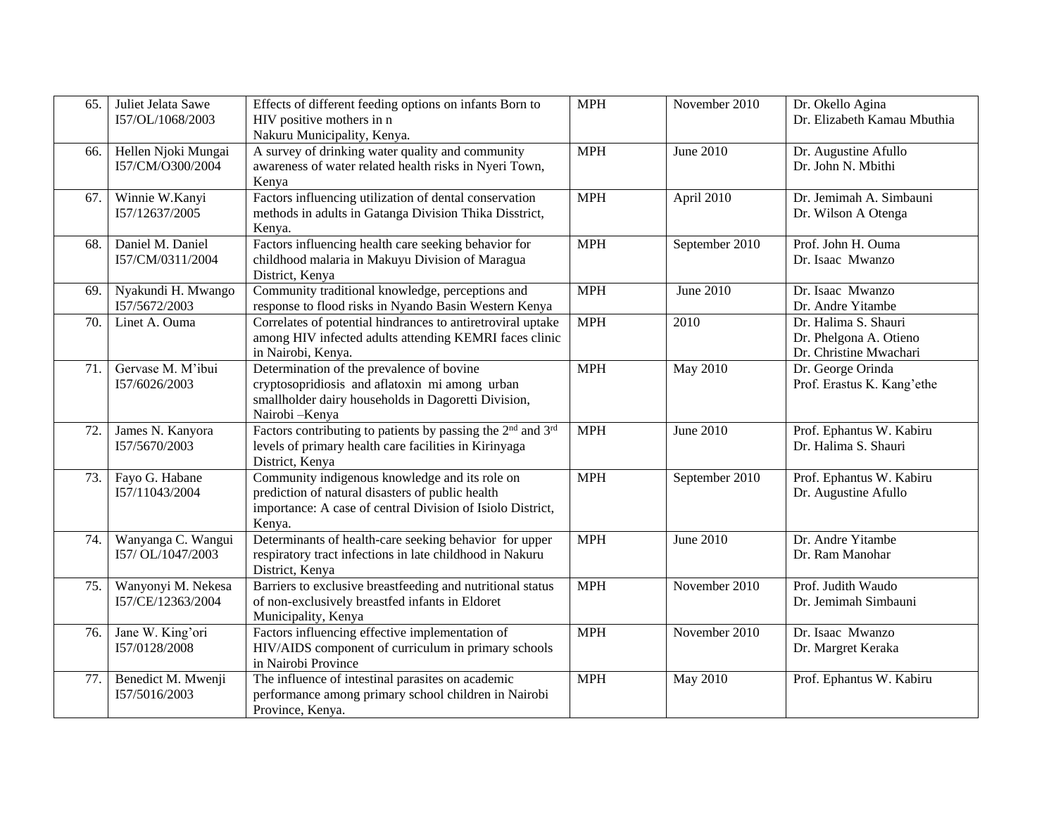| 65. | Juliet Jelata Sawe<br>I57/OL/1068/2003 | Effects of different feeding options on infants Born to HIV positive mothers in n Nakuru Municipality, Kenya. | MPH | November 2010 | Dr. Okello Agina<br>Dr. Elizabeth Kamau Mbuthia |
|---|---|---|---|---|---|
| 66. | Hellen Njoki Mungai<br>I57/CM/O300/2004 | A survey of drinking water quality and community awareness of water related health risks in Nyeri Town, Kenya | MPH | June 2010 | Dr. Augustine Afullo<br>Dr. John N. Mbithi |
| 67. | Winnie W.Kanyi<br>I57/12637/2005 | Factors influencing utilization of dental conservation methods in adults in Gatanga Division Thika Disstrict, Kenya. | MPH | April 2010 | Dr. Jemimah A. Simbauni<br>Dr. Wilson A Otenga |
| 68. | Daniel M. Daniel<br>I57/CM/0311/2004 | Factors influencing health care seeking behavior for childhood malaria in Makuyu Division of Maragua District, Kenya | MPH | September 2010 | Prof. John H. Ouma<br>Dr. Isaac Mwanzo |
| 69. | Nyakundi H. Mwango<br>I57/5672/2003 | Community traditional knowledge, perceptions and response to flood risks in Nyando Basin Western Kenya | MPH | June 2010 | Dr. Isaac Mwanzo<br>Dr. Andre Yitambe |
| 70. | Linet A. Ouma | Correlates of potential hindrances to antiretroviral uptake among HIV infected adults attending KEMRI faces clinic in Nairobi, Kenya. | MPH | 2010 | Dr. Halima S. Shauri<br>Dr. Phelgona A. Otieno<br>Dr. Christine Mwachari |
| 71. | Gervase M. M'ibui<br>I57/6026/2003 | Determination of the prevalence of bovine cryptosopridiosis and aflatoxin mi among urban smallholder dairy households in Dagoretti Division, Nairobi –Kenya | MPH | May 2010 | Dr. George Orinda<br>Prof. Erastus K. Kang'ethe |
| 72. | James N. Kanyora<br>I57/5670/2003 | Factors contributing to patients by passing the 2nd and 3rd levels of primary health care facilities in Kirinyaga District, Kenya | MPH | June 2010 | Prof. Ephantus W. Kabiru<br>Dr. Halima S. Shauri |
| 73. | Fayo G. Habane<br>I57/11043/2004 | Community indigenous knowledge and its role on prediction of natural disasters of public health importance: A case of central Division of Isiolo District, Kenya. | MPH | September 2010 | Prof. Ephantus W. Kabiru<br>Dr. Augustine Afullo |
| 74. | Wanyanga C. Wangui<br>I57/ OL/1047/2003 | Determinants of health-care seeking behavior for upper respiratory tract infections in late childhood in Nakuru District, Kenya | MPH | June 2010 | Dr. Andre Yitambe<br>Dr. Ram Manohar |
| 75. | Wanyonyi M. Nekesa<br>I57/CE/12363/2004 | Barriers to exclusive breastfeeding and nutritional status of non-exclusively breastfed infants in Eldoret Municipality, Kenya | MPH | November 2010 | Prof. Judith Waudo<br>Dr. Jemimah Simbauni |
| 76. | Jane W. King'ori<br>I57/0128/2008 | Factors influencing effective implementation of HIV/AIDS component of curriculum in primary schools in Nairobi Province | MPH | November 2010 | Dr. Isaac Mwanzo<br>Dr. Margret Keraka |
| 77. | Benedict M. Mwenji<br>I57/5016/2003 | The influence of intestinal parasites on academic performance among primary school children in Nairobi Province, Kenya. | MPH | May 2010 | Prof. Ephantus W. Kabiru |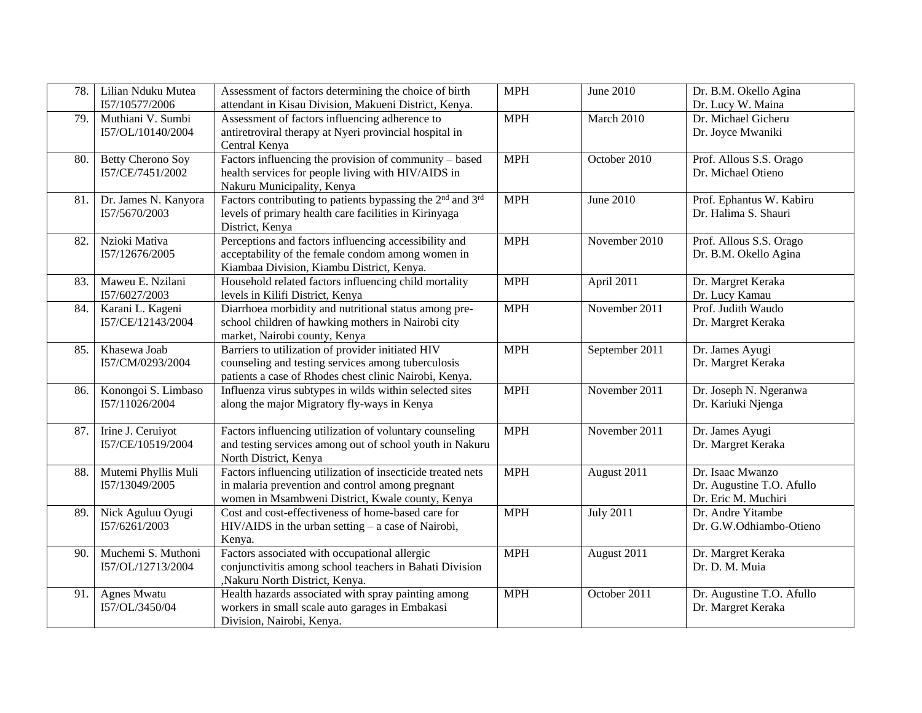| | | | | | |
|---|---|---|---|---|---|
| 78. | Lilian Nduku Mutea I57/10577/2006 | Assessment of factors determining the choice of birth attendant in Kisau Division, Makueni District, Kenya. | MPH | June 2010 | Dr. B.M. Okello Agina<br>Dr. Lucy W. Maina |
| 79. | Muthiani V. Sumbi I57/OL/10140/2004 | Assessment of factors influencing adherence to antiretroviral therapy at Nyeri provincial hospital in Central Kenya | MPH | March 2010 | Dr. Michael Gicheru<br>Dr. Joyce Mwaniki |
| 80. | Betty Cherono Soy I57/CE/7451/2002 | Factors influencing the provision of community – based health services for people living with HIV/AIDS in Nakuru Municipality, Kenya | MPH | October 2010 | Prof. Allous S.S. Orago<br>Dr. Michael Otieno |
| 81. | Dr. James N. Kanyora I57/5670/2003 | Factors contributing to patients bypassing the 2nd and 3rd levels of primary health care facilities in Kirinyaga District, Kenya | MPH | June 2010 | Prof. Ephantus W. Kabiru<br>Dr. Halima S. Shauri |
| 82. | Nzioki Mativa I57/12676/2005 | Perceptions and factors influencing accessibility and acceptability of the female condom among women in Kiambaa Division, Kiambu District, Kenya. | MPH | November 2010 | Prof. Allous S.S. Orago<br>Dr. B.M. Okello Agina |
| 83. | Maweu E. Nzilani I57/6027/2003 | Household related factors influencing child mortality levels in Kilifi District, Kenya | MPH | April 2011 | Dr. Margret Keraka<br>Dr. Lucy Kamau |
| 84. | Karani L. Kageni I57/CE/12143/2004 | Diarrhoea morbidity and nutritional status among pre-school children of hawking mothers in Nairobi city market, Nairobi county, Kenya | MPH | November 2011 | Prof. Judith Waudo<br>Dr. Margret Keraka |
| 85. | Khasewa Joab I57/CM/0293/2004 | Barriers to utilization of provider initiated HIV counseling and testing services among tuberculosis patients a case of Rhodes chest clinic Nairobi, Kenya. | MPH | September 2011 | Dr. James Ayugi<br>Dr. Margret Keraka |
| 86. | Konongoi S. Limbaso I57/11026/2004 | Influenza virus subtypes in wilds within selected sites along the major Migratory fly-ways in Kenya | MPH | November 2011 | Dr. Joseph N. Ngeranwa<br>Dr. Kariuki Njenga |
| 87. | Irine J. Ceruiyot I57/CE/10519/2004 | Factors influencing utilization of voluntary counseling and testing services among out of school youth in Nakuru North District, Kenya | MPH | November 2011 | Dr. James Ayugi<br>Dr. Margret Keraka |
| 88. | Mutemi Phyllis Muli I57/13049/2005 | Factors influencing utilization of insecticide treated nets in malaria prevention and control among pregnant women in Msambweni District, Kwale county, Kenya | MPH | August 2011 | Dr. Isaac Mwanzo<br>Dr. Augustine T.O. Afullo<br>Dr. Eric M. Muchiri |
| 89. | Nick Aguluu Oyugi I57/6261/2003 | Cost and cost-effectiveness of home-based care for HIV/AIDS in the urban setting – a case of Nairobi, Kenya. | MPH | July 2011 | Dr. Andre Yitambe<br>Dr. G.W.Odhiambo-Otieno |
| 90. | Muchemi S. Muthoni I57/OL/12713/2004 | Factors associated with occupational allergic conjunctivitis among school teachers in Bahati Division ,Nakuru North District, Kenya. | MPH | August 2011 | Dr. Margret Keraka<br>Dr. D. M. Muia |
| 91. | Agnes Mwatu I57/OL/3450/04 | Health hazards associated with spray painting among workers in small scale auto garages in Embakasi Division, Nairobi, Kenya. | MPH | October 2011 | Dr. Augustine T.O. Afullo<br>Dr. Margret Keraka |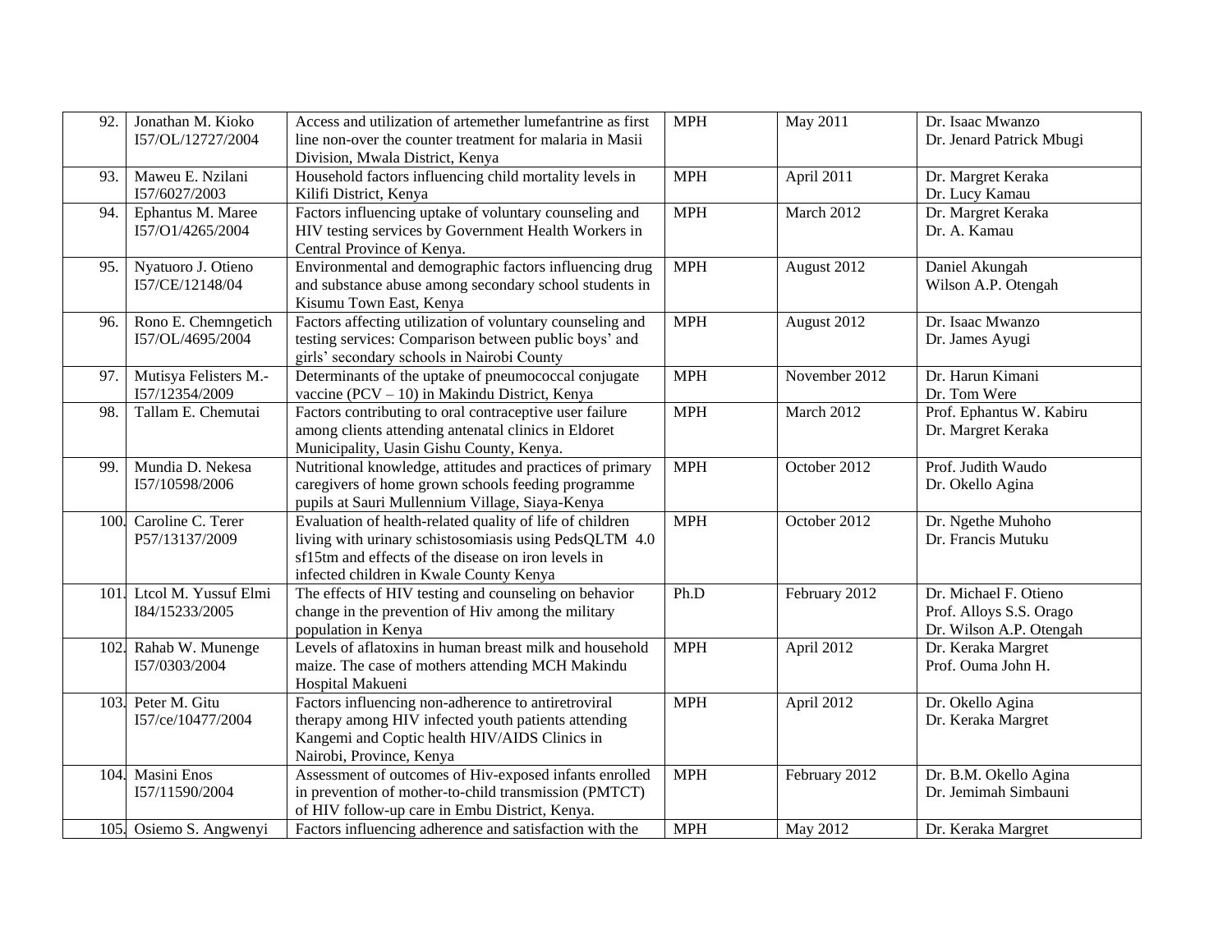| 92. | Jonathan M. Kioko I57/OL/12727/2004 | Access and utilization of artemether lumefantrine as first line non-over the counter treatment for malaria in Masii Division, Mwala District, Kenya | MPH | May 2011 | Dr. Isaac Mwanzo Dr. Jenard Patrick Mbugi |
|---|---|---|---|---|---|
| 93. | Maweu E. Nzilani I57/6027/2003 | Household factors influencing child mortality levels in Kilifi District, Kenya | MPH | April 2011 | Dr. Margret Keraka Dr. Lucy Kamau |
| 94. | Ephantus M. Maree I57/O1/4265/2004 | Factors influencing uptake of voluntary counseling and HIV testing services by Government Health Workers in Central Province of Kenya. | MPH | March 2012 | Dr. Margret Keraka Dr. A. Kamau |
| 95. | Nyatuoro J. Otieno I57/CE/12148/04 | Environmental and demographic factors influencing drug and substance abuse among secondary school students in Kisumu Town East, Kenya | MPH | August 2012 | Daniel Akungah Wilson A.P. Otengah |
| 96. | Rono E. Chemngetich I57/OL/4695/2004 | Factors affecting utilization of voluntary counseling and testing services: Comparison between public boys' and girls' secondary schools in Nairobi County | MPH | August 2012 | Dr. Isaac Mwanzo Dr. James Ayugi |
| 97. | Mutisya Felisters M.- I57/12354/2009 | Determinants of the uptake of pneumococcal conjugate vaccine (PCV – 10) in Makindu District, Kenya | MPH | November 2012 | Dr. Harun Kimani Dr. Tom Were |
| 98. | Tallam E. Chemutai | Factors contributing to oral contraceptive user failure among clients attending antenatal clinics in Eldoret Municipality, Uasin Gishu County, Kenya. | MPH | March 2012 | Prof. Ephantus W. Kabiru Dr. Margret Keraka |
| 99. | Mundia D. Nekesa I57/10598/2006 | Nutritional knowledge, attitudes and practices of primary caregivers of home grown schools feeding programme pupils at Sauri Mullennium Village, Siaya-Kenya | MPH | October 2012 | Prof. Judith Waudo Dr. Okello Agina |
| 100. | Caroline C. Terer P57/13137/2009 | Evaluation of health-related quality of life of children living with urinary schistosomiasis using PedsQLTM 4.0 sf15tm and effects of the disease on iron levels in infected children in Kwale County Kenya | MPH | October 2012 | Dr. Ngethe Muhoho Dr. Francis Mutuku |
| 101. | Ltcol M. Yussuf Elmi I84/15233/2005 | The effects of HIV testing and counseling on behavior change in the prevention of Hiv among the military population in Kenya | Ph.D | February 2012 | Dr. Michael F. Otieno Prof. Alloys S.S. Orago Dr. Wilson A.P. Otengah |
| 102. | Rahab W. Munenge I57/0303/2004 | Levels of aflatoxins in human breast milk and household maize. The case of mothers attending MCH Makindu Hospital Makueni | MPH | April 2012 | Dr. Keraka Margret Prof. Ouma John H. |
| 103. | Peter M. Gitu I57/ce/10477/2004 | Factors influencing non-adherence to antiretroviral therapy among HIV infected youth patients attending Kangemi and Coptic health HIV/AIDS Clinics in Nairobi, Province, Kenya | MPH | April 2012 | Dr. Okello Agina Dr. Keraka Margret |
| 104. | Masini Enos I57/11590/2004 | Assessment of outcomes of Hiv-exposed infants enrolled in prevention of mother-to-child transmission (PMTCT) of HIV follow-up care in Embu District, Kenya. | MPH | February 2012 | Dr. B.M. Okello Agina Dr. Jemimah Simbauni |
| 105. | Osiemo S. Angwenyi | Factors influencing adherence and satisfaction with the | MPH | May 2012 | Dr. Keraka Margret |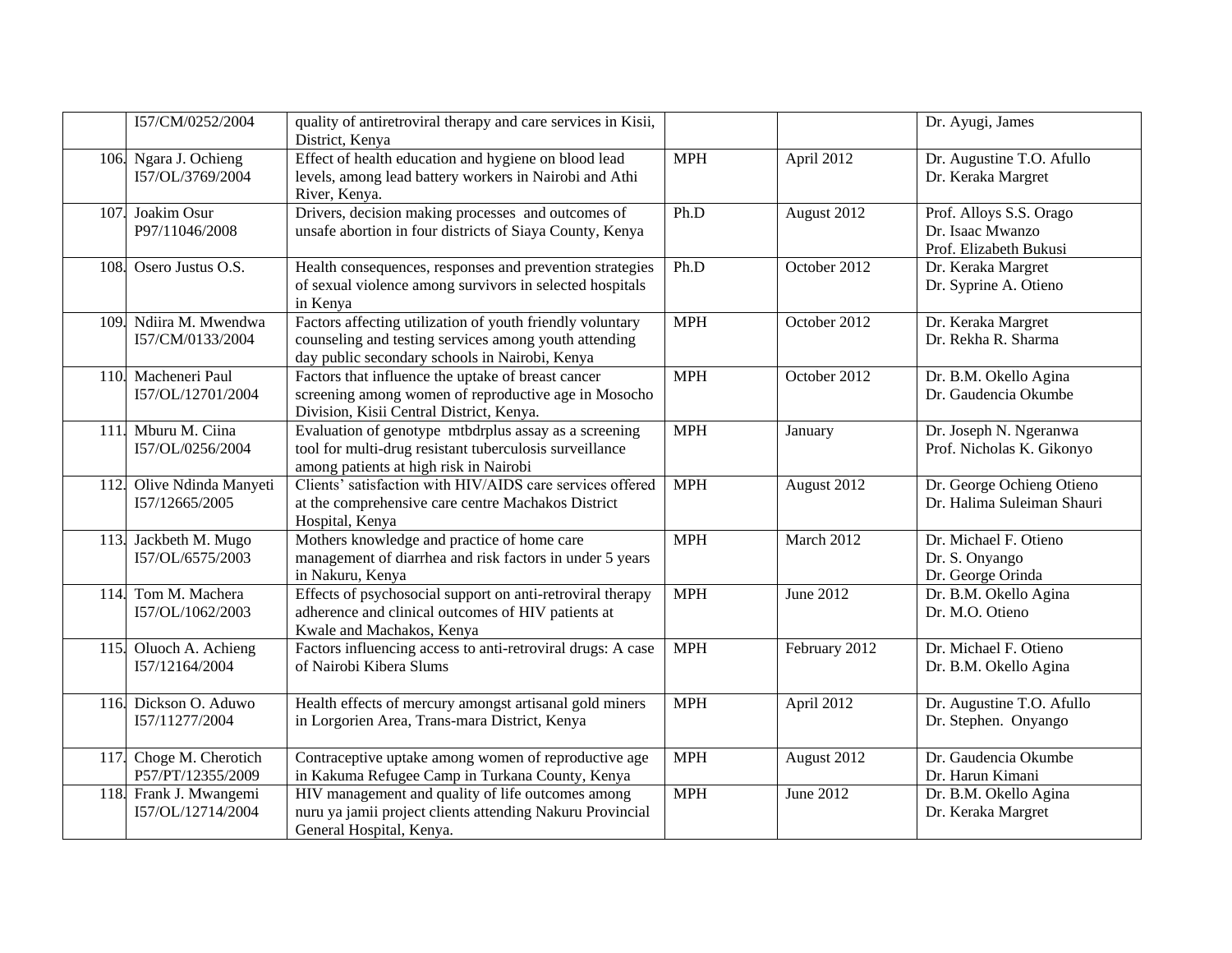| | | | | | |
|---|---|---|---|---|---|
| | I57/CM/0252/2004 | quality of antiretroviral therapy and care services in Kisii, District, Kenya | | | Dr. Ayugi, James |
| 106. | Ngara J. Ochieng I57/OL/3769/2004 | Effect of health education and hygiene on blood lead levels, among lead battery workers in Nairobi and Athi River, Kenya. | MPH | April 2012 | Dr. Augustine T.O. Afullo Dr. Keraka Margret |
| 107. | Joakim Osur P97/11046/2008 | Drivers, decision making processes and outcomes of unsafe abortion in four districts of Siaya County, Kenya | Ph.D | August 2012 | Prof. Alloys S.S. Orago Dr. Isaac Mwanzo Prof. Elizabeth Bukusi |
| 108. | Osero Justus O.S. | Health consequences, responses and prevention strategies of sexual violence among survivors in selected hospitals in Kenya | Ph.D | October 2012 | Dr. Keraka Margret Dr. Syprine A. Otieno |
| 109. | Ndiira M. Mwendwa I57/CM/0133/2004 | Factors affecting utilization of youth friendly voluntary counseling and testing services among youth attending day public secondary schools in Nairobi, Kenya | MPH | October 2012 | Dr. Keraka Margret Dr. Rekha R. Sharma |
| 110. | Macheneri Paul I57/OL/12701/2004 | Factors that influence the uptake of breast cancer screening among women of reproductive age in Mosocho Division, Kisii Central District, Kenya. | MPH | October 2012 | Dr. B.M. Okello Agina Dr. Gaudencia Okumbe |
| 111. | Mburu M. Ciina I57/OL/0256/2004 | Evaluation of genotype mtbdrplus assay as a screening tool for multi-drug resistant tuberculosis surveillance among patients at high risk in Nairobi | MPH | January | Dr. Joseph N. Ngeranwa Prof. Nicholas K. Gikonyo |
| 112. | Olive Ndinda Manyeti I57/12665/2005 | Clients' satisfaction with HIV/AIDS care services offered at the comprehensive care centre Machakos District Hospital, Kenya | MPH | August 2012 | Dr. George Ochieng Otieno Dr. Halima Suleiman Shauri |
| 113. | Jackbeth M. Mugo I57/OL/6575/2003 | Mothers knowledge and practice of home care management of diarrhea and risk factors in under 5 years in Nakuru, Kenya | MPH | March 2012 | Dr. Michael F. Otieno Dr. S. Onyango Dr. George Orinda |
| 114. | Tom M. Machera I57/OL/1062/2003 | Effects of psychosocial support on anti-retroviral therapy adherence and clinical outcomes of HIV patients at Kwale and Machakos, Kenya | MPH | June 2012 | Dr. B.M. Okello Agina Dr. M.O. Otieno |
| 115. | Oluoch A. Achieng I57/12164/2004 | Factors influencing access to anti-retroviral drugs: A case of Nairobi Kibera Slums | MPH | February 2012 | Dr. Michael F. Otieno Dr. B.M. Okello Agina |
| 116. | Dickson O. Aduwo I57/11277/2004 | Health effects of mercury amongst artisanal gold miners in Lorgorien Area, Trans-mara District, Kenya | MPH | April 2012 | Dr. Augustine T.O. Afullo Dr. Stephen. Onyango |
| 117. | Choge M. Cherotich P57/PT/12355/2009 | Contraceptive uptake among women of reproductive age in Kakuma Refugee Camp in Turkana County, Kenya | MPH | August 2012 | Dr. Gaudencia Okumbe Dr. Harun Kimani |
| 118. | Frank J. Mwangemi I57/OL/12714/2004 | HIV management and quality of life outcomes among nuru ya jamii project clients attending Nakuru Provincial General Hospital, Kenya. | MPH | June 2012 | Dr. B.M. Okello Agina Dr. Keraka Margret |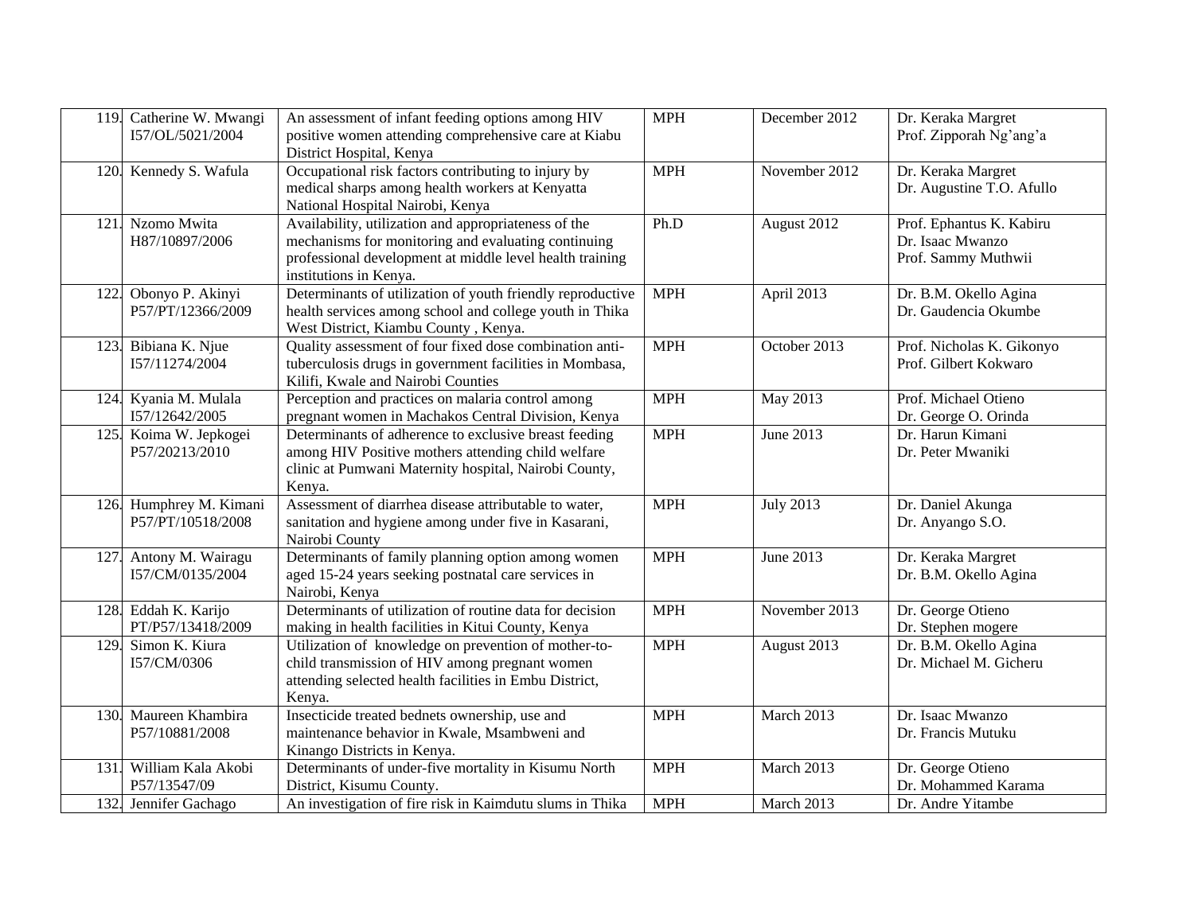| | | | | | |
|---|---|---|---|---|---|
| 119. | Catherine W. Mwangi<br>I57/OL/5021/2004 | An assessment of infant feeding options among HIV positive women attending comprehensive care at Kiabu District Hospital, Kenya | MPH | December 2012 | Dr. Keraka Margret<br>Prof. Zipporah Ng'ang'a |
| 120. | Kennedy S. Wafula | Occupational risk factors contributing to injury by medical sharps among health workers at Kenyatta National Hospital Nairobi, Kenya | MPH | November 2012 | Dr. Keraka Margret<br>Dr. Augustine T.O. Afullo |
| 121. | Nzomo Mwita<br>H87/10897/2006 | Availability, utilization and appropriateness of the mechanisms for monitoring and evaluating continuing professional development at middle level health training institutions in Kenya. | Ph.D | August 2012 | Prof. Ephantus K. Kabiru<br>Dr. Isaac Mwanzo<br>Prof. Sammy Muthwii |
| 122. | Obonyo P. Akinyi<br>P57/PT/12366/2009 | Determinants of utilization of youth friendly reproductive health services among school and college youth in Thika West District, Kiambu County , Kenya. | MPH | April 2013 | Dr. B.M. Okello Agina<br>Dr. Gaudencia Okumbe |
| 123. | Bibiana K. Njue<br>I57/11274/2004 | Quality assessment of four fixed dose combination anti-tuberculosis drugs in government facilities in Mombasa, Kilifi, Kwale and Nairobi Counties | MPH | October 2013 | Prof. Nicholas K. Gikonyo<br>Prof. Gilbert Kokwaro |
| 124. | Kyania M. Mulala<br>I57/12642/2005 | Perception and practices on malaria control among pregnant women in Machakos Central Division, Kenya | MPH | May 2013 | Prof. Michael Otieno<br>Dr. George O. Orinda |
| 125. | Koima W. Jepkogei<br>P57/20213/2010 | Determinants of adherence to exclusive breast feeding among HIV Positive mothers attending child welfare clinic at Pumwani Maternity hospital, Nairobi County, Kenya. | MPH | June 2013 | Dr. Harun Kimani<br>Dr. Peter Mwaniki |
| 126. | Humphrey M. Kimani<br>P57/PT/10518/2008 | Assessment of diarrhea disease attributable to water, sanitation and hygiene among under five in Kasarani, Nairobi County | MPH | July 2013 | Dr. Daniel Akunga<br>Dr. Anyango S.O. |
| 127. | Antony M. Wairagu<br>I57/CM/0135/2004 | Determinants of family planning option among women aged 15-24 years seeking postnatal care services in Nairobi, Kenya | MPH | June 2013 | Dr. Keraka Margret<br>Dr. B.M. Okello Agina |
| 128. | Eddah K. Karijo<br>PT/P57/13418/2009 | Determinants of utilization of routine data for decision making in health facilities in Kitui County, Kenya | MPH | November 2013 | Dr. George Otieno<br>Dr. Stephen mogere |
| 129. | Simon K. Kiura<br>I57/CM/0306 | Utilization of knowledge on prevention of mother-to-child transmission of HIV among pregnant women attending selected health facilities in Embu District, Kenya. | MPH | August 2013 | Dr. B.M. Okello Agina<br>Dr. Michael M. Gicheru |
| 130. | Maureen Khambira<br>P57/10881/2008 | Insecticide treated bednets ownership, use and maintenance behavior in Kwale, Msambweni and Kinango Districts in Kenya. | MPH | March 2013 | Dr. Isaac Mwanzo<br>Dr. Francis Mutuku |
| 131. | William Kala Akobi<br>P57/13547/09 | Determinants of under-five mortality in Kisumu North District, Kisumu County. | MPH | March 2013 | Dr. George Otieno<br>Dr. Mohammed Karama |
| 132. | Jennifer Gachago | An investigation of fire risk in Kaimdutu slums in Thika | MPH | March 2013 | Dr. Andre Yitambe |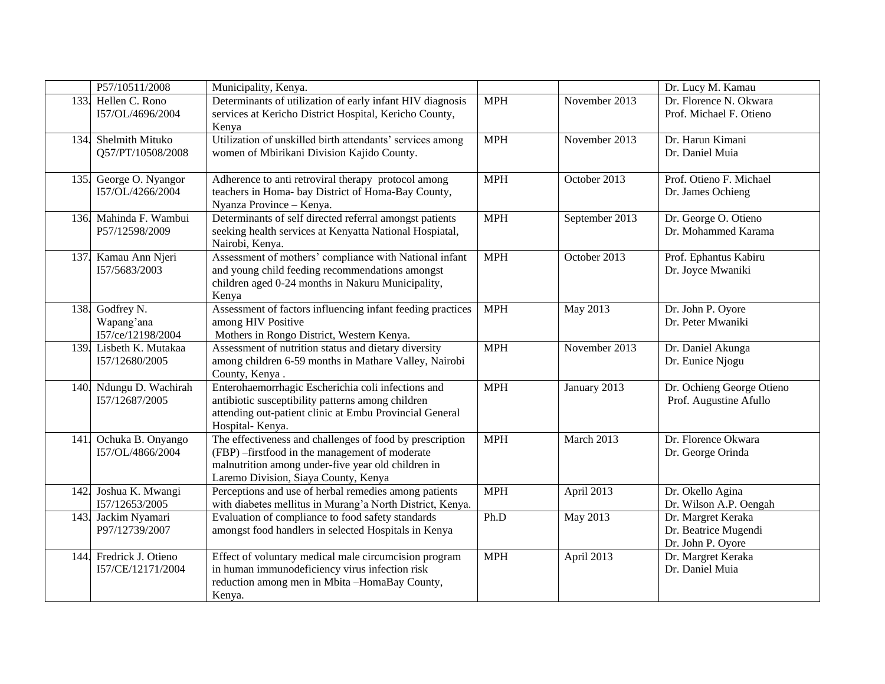| | | | | | |
|---|---|---|---|---|---|
| | P57/10511/2008 | Municipality, Kenya. | | | Dr. Lucy M. Kamau |
| 133. | Hellen C. Rono I57/OL/4696/2004 | Determinants of utilization of early infant HIV diagnosis services at Kericho District Hospital, Kericho County, Kenya | MPH | November 2013 | Dr. Florence N. Okwara Prof. Michael F. Otieno |
| 134. | Shelmith Mituko Q57/PT/10508/2008 | Utilization of unskilled birth attendants' services among women of Mbirikani Division Kajido County. | MPH | November 2013 | Dr. Harun Kimani Dr. Daniel Muia |
| 135. | George O. Nyangor I57/OL/4266/2004 | Adherence to anti retroviral therapy protocol among teachers in Homa- bay District of Homa-Bay County, Nyanza Province – Kenya. | MPH | October 2013 | Prof. Otieno F. Michael Dr. James Ochieng |
| 136. | Mahinda F. Wambui P57/12598/2009 | Determinants of self directed referral amongst patients seeking health services at Kenyatta National Hospiatal, Nairobi, Kenya. | MPH | September 2013 | Dr. George O. Otieno Dr. Mohammed Karama |
| 137. | Kamau Ann Njeri I57/5683/2003 | Assessment of mothers' compliance with National infant and young child feeding recommendations amongst children aged 0-24 months in Nakuru Municipality, Kenya | MPH | October 2013 | Prof. Ephantus Kabiru Dr. Joyce Mwaniki |
| 138. | Godfrey N. Wapang'ana I57/ce/12198/2004 | Assessment of factors influencing infant feeding practices among HIV Positive Mothers in Rongo District, Western Kenya. | MPH | May 2013 | Dr. John P. Oyore Dr. Peter Mwaniki |
| 139. | Lisbeth K. Mutakaa I57/12680/2005 | Assessment of nutrition status and dietary diversity among children 6-59 months in Mathare Valley, Nairobi County, Kenya . | MPH | November 2013 | Dr. Daniel Akunga Dr. Eunice Njogu |
| 140. | Ndungu D. Wachirah I57/12687/2005 | Enterohaemorrhagic Escherichia coli infections and antibiotic susceptibility patterns among children attending out-patient clinic at Embu Provincial General Hospital- Kenya. | MPH | January 2013 | Dr. Ochieng George Otieno Prof. Augustine Afullo |
| 141. | Ochuka B. Onyango I57/OL/4866/2004 | The effectiveness and challenges of food by prescription (FBP) –firstfood in the management of moderate malnutrition among under-five year old children in Laremo Division, Siaya County, Kenya | MPH | March 2013 | Dr. Florence Okwara Dr. George Orinda |
| 142. | Joshua K. Mwangi I57/12653/2005 | Perceptions and use of herbal remedies among patients with diabetes mellitus in Murang'a North District, Kenya. | MPH | April 2013 | Dr. Okello Agina Dr. Wilson A.P. Oengah |
| 143. | Jackim Nyamari P97/12739/2007 | Evaluation of compliance to food safety standards amongst food handlers in selected Hospitals in Kenya | Ph.D | May 2013 | Dr. Margret Keraka Dr. Beatrice Mugendi Dr. John P. Oyore |
| 144. | Fredrick J. Otieno I57/CE/12171/2004 | Effect of voluntary medical male circumcision program in human immunodeficiency virus infection risk reduction among men in Mbita –HomaBay County, Kenya. | MPH | April 2013 | Dr. Margret Keraka Dr. Daniel Muia |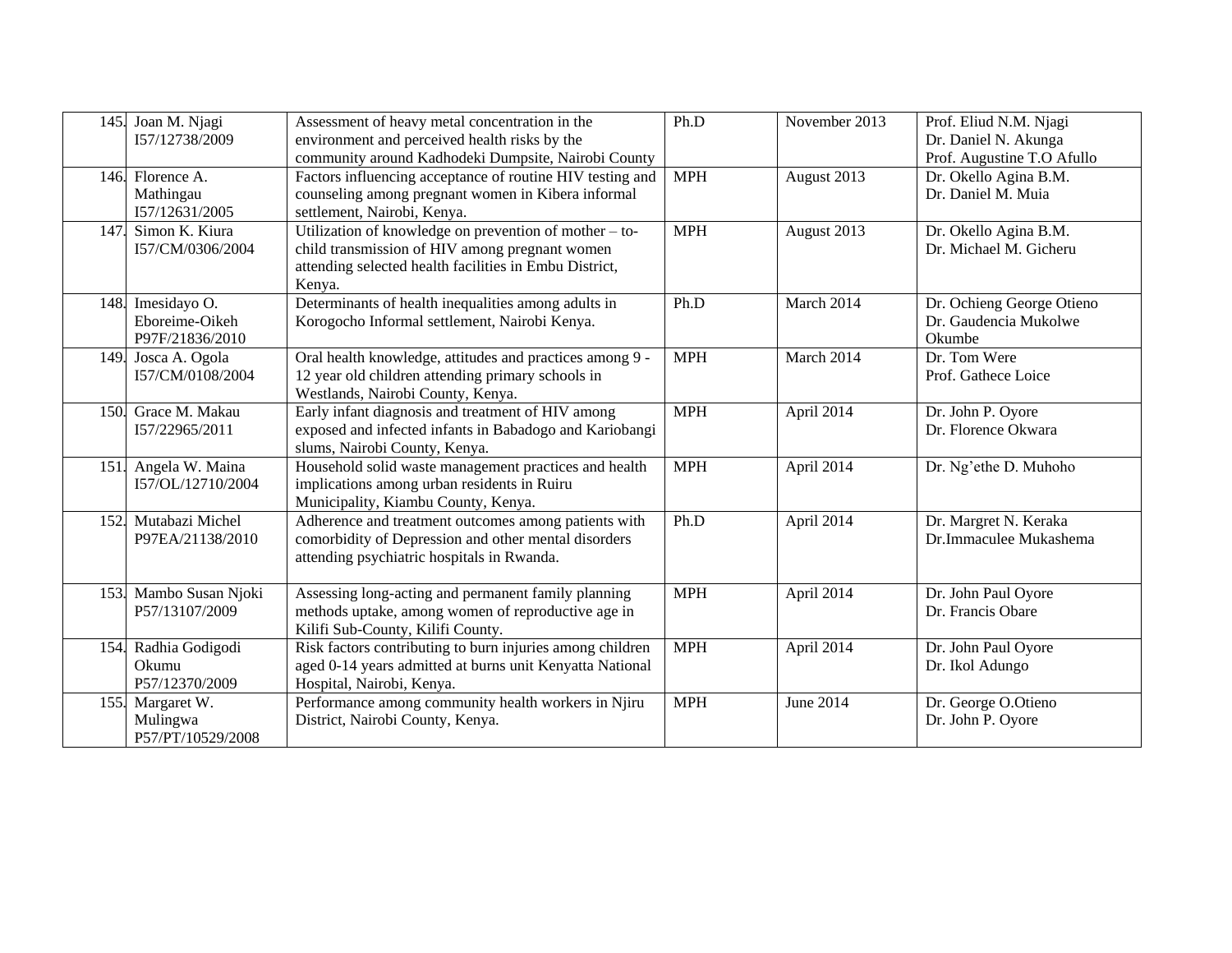| | | | | | |
|---|---|---|---|---|---|
| 145. | Joan M. Njagi<br>I57/12738/2009 | Assessment of heavy metal concentration in the environment and perceived health risks by the community around Kadhodeki Dumpsite, Nairobi County | Ph.D | November 2013 | Prof. Eliud N.M. Njagi<br>Dr. Daniel N. Akunga<br>Prof. Augustine T.O Afullo |
| 146. | Florence A. Mathingau<br>I57/12631/2005 | Factors influencing acceptance of routine HIV testing and counseling among pregnant women in Kibera informal settlement, Nairobi, Kenya. | MPH | August 2013 | Dr. Okello Agina B.M.<br>Dr. Daniel M. Muia |
| 147. | Simon K. Kiura<br>I57/CM/0306/2004 | Utilization of knowledge on prevention of mother – to-child transmission of HIV among pregnant women attending selected health facilities in Embu District, Kenya. | MPH | August 2013 | Dr. Okello Agina B.M.<br>Dr. Michael M. Gicheru |
| 148. | Imesidayo O. Eboreime-Oikeh<br>P97F/21836/2010 | Determinants of health inequalities among adults in Korogocho Informal settlement, Nairobi Kenya. | Ph.D | March 2014 | Dr. Ochieng George Otieno<br>Dr. Gaudencia Mukolwe Okumbe |
| 149. | Josca A. Ogola<br>I57/CM/0108/2004 | Oral health knowledge, attitudes and practices among 9 - 12 year old children attending primary schools in Westlands, Nairobi County, Kenya. | MPH | March 2014 | Dr. Tom Were<br>Prof. Gathece Loice |
| 150. | Grace M. Makau<br>I57/22965/2011 | Early infant diagnosis and treatment of HIV among exposed and infected infants in Babadogo and Kariobangi slums, Nairobi County, Kenya. | MPH | April 2014 | Dr. John P. Oyore<br>Dr. Florence Okwara |
| 151. | Angela W. Maina<br>I57/OL/12710/2004 | Household solid waste management practices and health implications among urban residents in Ruiru Municipality, Kiambu County, Kenya. | MPH | April 2014 | Dr. Ng'ethe D. Muhoho |
| 152. | Mutabazi Michel<br>P97EA/21138/2010 | Adherence and treatment outcomes among patients with comorbidity of Depression and other mental disorders attending psychiatric hospitals in Rwanda. | Ph.D | April 2014 | Dr. Margret N. Keraka<br>Dr.Immaculee Mukashema |
| 153. | Mambo Susan Njoki<br>P57/13107/2009 | Assessing long-acting and permanent family planning methods uptake, among women of reproductive age in Kilifi Sub-County, Kilifi County. | MPH | April 2014 | Dr. John Paul Oyore<br>Dr. Francis Obare |
| 154. | Radhia Godigodi Okumu<br>P57/12370/2009 | Risk factors contributing to burn injuries among children aged 0-14 years admitted at burns unit Kenyatta National Hospital, Nairobi, Kenya. | MPH | April 2014 | Dr. John Paul Oyore<br>Dr. Ikol Adungo |
| 155. | Margaret W. Mulingwa<br>P57/PT/10529/2008 | Performance among community health workers in Njiru District, Nairobi County, Kenya. | MPH | June 2014 | Dr. George O.Otieno<br>Dr. John P. Oyore |